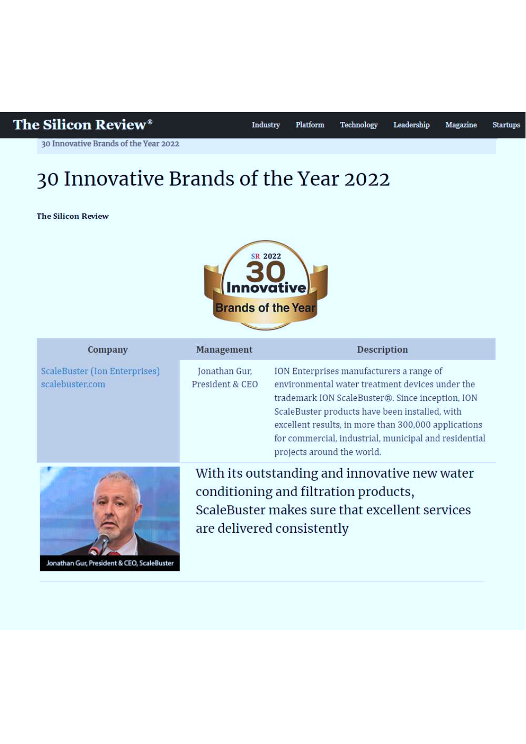The Silicon Review®

Industry | Platform | Technology | Leadership | Magazine | Startups

30 Innovative Brands of the Year 2022

# 30 Innovative Brands of the Year 2022

**The Silicon Review**

SR 2022 30 Innovative Brands of the Year

| Company | Management | Description |
|---|---|---|
| ScaleBuster (Ion Enterprises) scalebuster.com | Jonathan Gur, President & CEO | ION Enterprises manufacturers a range of environmental water treatment devices under the trademark ION ScaleBuster®. Since inception, ION ScaleBuster products have been installed, with excellent results, in more than 300,000 applications for commercial, industrial, municipal and residential projects around the world. |

Jonathan Gur, President & CEO, ScaleBuster

With its outstanding and innovative new water conditioning and filtration products, ScaleBuster makes sure that excellent services are delivered consistently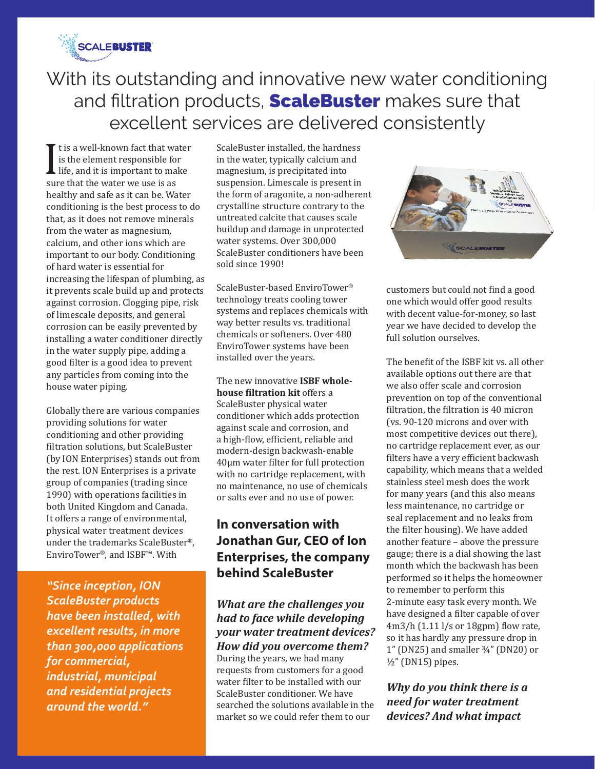# With its outstanding and innovative new water conditioning and filtration products, **ScaleBuster** makes sure that excellent services are delivered consistently

It is a well-known fact that water is the element responsible for life, and it is important to make sure that the water we use is as healthy and safe as it can be. Water conditioning is the best process to do that, as it does not remove minerals from the water as magnesium, calcium, and other ions which are important to our body. Conditioning of hard water is essential for increasing the lifespan of plumbing, as it prevents scale build up and protects against corrosion. Clogging pipe, risk of limescale deposits, and general corrosion can be easily prevented by installing a water conditioner directly in the water supply pipe, adding a good filter is a good idea to prevent any particles from coming into the house water piping.

Globally there are various companies providing solutions for water conditioning and other providing filtration solutions, but ScaleBuster (by ION Enterprises) stands out from the rest. ION Enterprises is a private group of companies (trading since 1990) with operations facilities in both United Kingdom and Canada. It offers a range of environmental, physical water treatment devices under the trademarks ScaleBuster®, EnviroTower®, and ISBF™. With ScaleBuster installed, the hardness in the water, typically calcium and magnesium, is precipitated into suspension. Limescale is present in the form of aragonite, a non-adherent crystalline structure contrary to the untreated calcite that causes scale buildup and damage in unprotected water systems. Over 300,000 ScaleBuster conditioners have been sold since 1990!

*"Since inception, ION ScaleBuster products have been installed, with excellent results, in more than 300,000 applications for commercial, industrial, municipal and residential projects around the world."*

ScaleBuster-based EnviroTower® technology treats cooling tower systems and replaces chemicals with way better results vs. traditional chemicals or softeners. Over 480 EnviroTower systems have been installed over the years.

The new innovative **ISBF whole-house filtration kit** offers a ScaleBuster physical water conditioner which adds protection against scale and corrosion, and a high-flow, efficient, reliable and modern-design backwash-enable 40μm water filter for full protection with no cartridge replacement, with no maintenance, no use of chemicals or salts ever and no use of power.

## In conversation with Jonathan Gur, CEO of Ion Enterprises, the company behind ScaleBuster

***What are the challenges you had to face while developing your water treatment devices? How did you overcome them?***

During the years, we had many requests from customers for a good water filter to be installed with our ScaleBuster conditioner. We have searched the solutions available in the market so we could refer them to our customers but could not find a good one which would offer good results with decent value-for-money, so last year we have decided to develop the full solution ourselves.

The benefit of the ISBF kit vs. all other available options out there are that we also offer scale and corrosion prevention on top of the conventional filtration, the filtration is 40 micron (vs. 90-120 microns and over with most competitive devices out there), no cartridge replacement ever, as our filters have a very efficient backwash capability, which means that a welded stainless steel mesh does the work for many years (and this also means less maintenance, no cartridge or seal replacement and no leaks from the filter housing). We have added another feature – above the pressure gauge; there is a dial showing the last month which the backwash has been performed so it helps the homeowner to remember to perform this 2-minute easy task every month. We have designed a filter capable of over 4m3/h (1.11 l/s or 18gpm) flow rate, so it has hardly any pressure drop in 1" (DN25) and smaller ¾" (DN20) or ½" (DN15) pipes.

***Why do you think there is a need for water treatment devices? And what impact***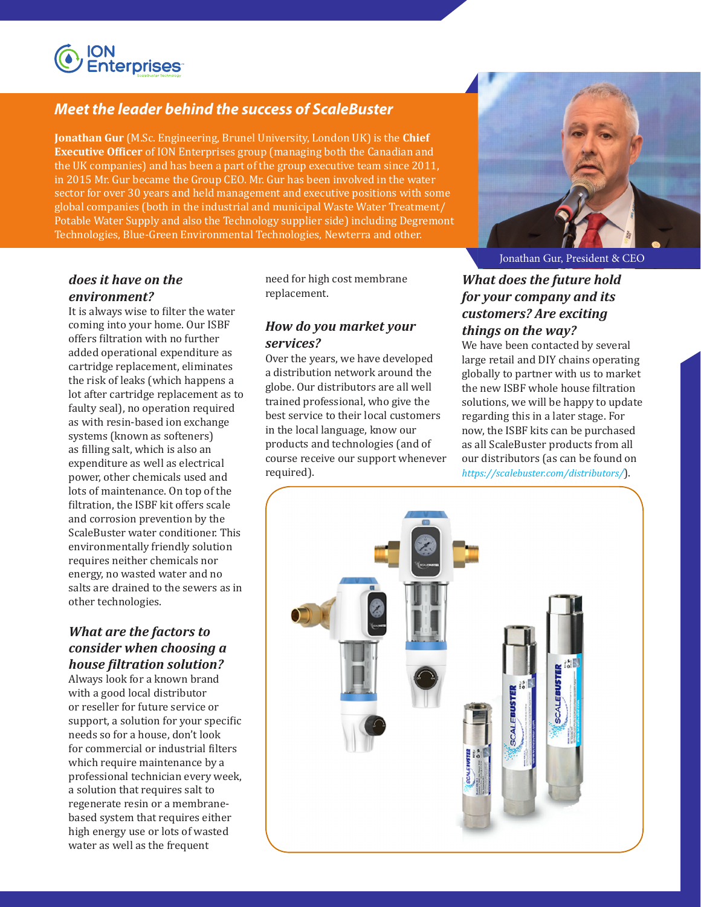ION Enterprises

## *Meet the leader behind the success of ScaleBuster*

**Jonathan Gur** (M.Sc. Engineering, Brunel University, London UK) is the **Chief Executive Officer** of ION Enterprises group (managing both the Canadian and the UK companies) and has been a part of the group executive team since 2011, in 2015 Mr. Gur became the Group CEO. Mr. Gur has been involved in the water sector for over 30 years and held management and executive positions with some global companies (both in the industrial and municipal Waste Water Treatment/ Potable Water Supply and also the Technology supplier side) including Degremont Technologies, Blue-Green Environmental Technologies, Newterra and other.

Jonathan Gur, President & CEO

### *does it have on the environment?*

It is always wise to filter the water coming into your home. Our ISBF offers filtration with no further added operational expenditure as cartridge replacement, eliminates the risk of leaks (which happens a lot after cartridge replacement as to faulty seal), no operation required as with resin-based ion exchange systems (known as softeners) as filling salt, which is also an expenditure as well as electrical power, other chemicals used and lots of maintenance. On top of the filtration, the ISBF kit offers scale and corrosion prevention by the ScaleBuster water conditioner. This environmentally friendly solution requires neither chemicals nor energy, no wasted water and no salts are drained to the sewers as in other technologies.

### *What are the factors to consider when choosing a house filtration solution?*

Always look for a known brand with a good local distributor or reseller for future service or support, a solution for your specific needs so for a house, don't look for commercial or industrial filters which require maintenance by a professional technician every week, a solution that requires salt to regenerate resin or a membrane-based system that requires either high energy use or lots of wasted water as well as the frequent need for high cost membrane replacement.

### *How do you market your services?*

Over the years, we have developed a distribution network around the globe. Our distributors are all well trained professional, who give the best service to their local customers in the local language, know our products and technologies (and of course receive our support whenever required).

### *What does the future hold for your company and its customers? Are exciting things on the way?*

We have been contacted by several large retail and DIY chains operating globally to partner with us to market the new ISBF whole house filtration solutions, we will be happy to update regarding this in a later stage. For now, the ISBF kits can be purchased as all ScaleBuster products from all our distributors (as can be found on *https://scalebuster.com/distributors/*).